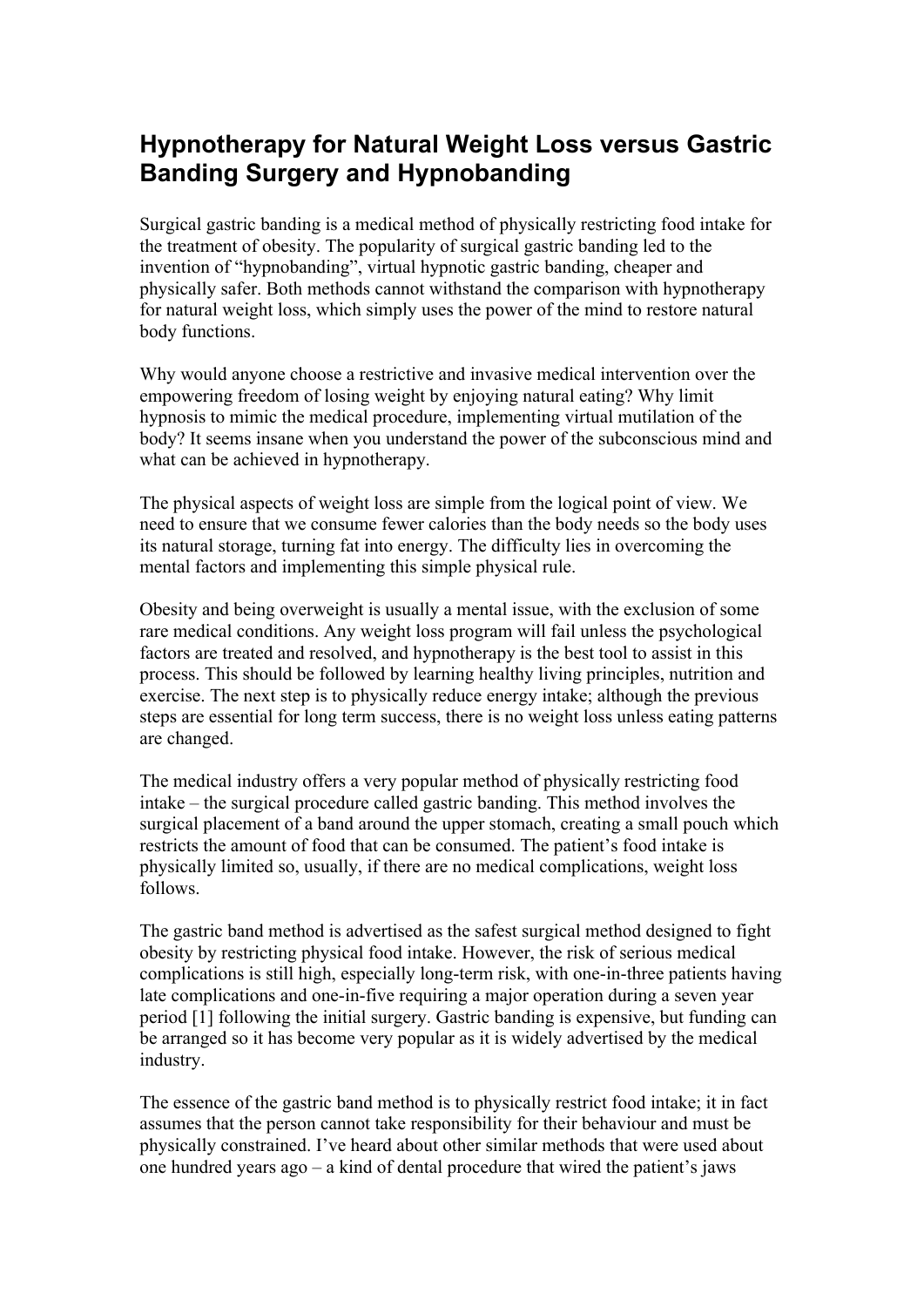# Hypnotherapy for Natural Weight Loss versus Gastric Banding Surgery and Hypnobanding

Surgical gastric banding is a medical method of physically restricting food intake for the treatment of obesity. The popularity of surgical gastric banding led to the invention of "hypnobanding", virtual hypnotic gastric banding, cheaper and physically safer. Both methods cannot withstand the comparison with hypnotherapy for natural weight loss, which simply uses the power of the mind to restore natural body functions.

Why would anyone choose a restrictive and invasive medical intervention over the empowering freedom of losing weight by enjoying natural eating? Why limit hypnosis to mimic the medical procedure, implementing virtual mutilation of the body? It seems insane when you understand the power of the subconscious mind and what can be achieved in hypnotherapy.

The physical aspects of weight loss are simple from the logical point of view. We need to ensure that we consume fewer calories than the body needs so the body uses its natural storage, turning fat into energy. The difficulty lies in overcoming the mental factors and implementing this simple physical rule.

Obesity and being overweight is usually a mental issue, with the exclusion of some rare medical conditions. Any weight loss program will fail unless the psychological factors are treated and resolved, and hypnotherapy is the best tool to assist in this process. This should be followed by learning healthy living principles, nutrition and exercise. The next step is to physically reduce energy intake; although the previous steps are essential for long term success, there is no weight loss unless eating patterns are changed.

The medical industry offers a very popular method of physically restricting food intake – the surgical procedure called gastric banding. This method involves the surgical placement of a band around the upper stomach, creating a small pouch which restricts the amount of food that can be consumed. The patient's food intake is physically limited so, usually, if there are no medical complications, weight loss follows.

The gastric band method is advertised as the safest surgical method designed to fight obesity by restricting physical food intake. However, the risk of serious medical complications is still high, especially long-term risk, with one-in-three patients having late complications and one-in-five requiring a major operation during a seven year period [1] following the initial surgery. Gastric banding is expensive, but funding can be arranged so it has become very popular as it is widely advertised by the medical industry.

The essence of the gastric band method is to physically restrict food intake; it in fact assumes that the person cannot take responsibility for their behaviour and must be physically constrained. I've heard about other similar methods that were used about one hundred years ago – a kind of dental procedure that wired the patient's jaws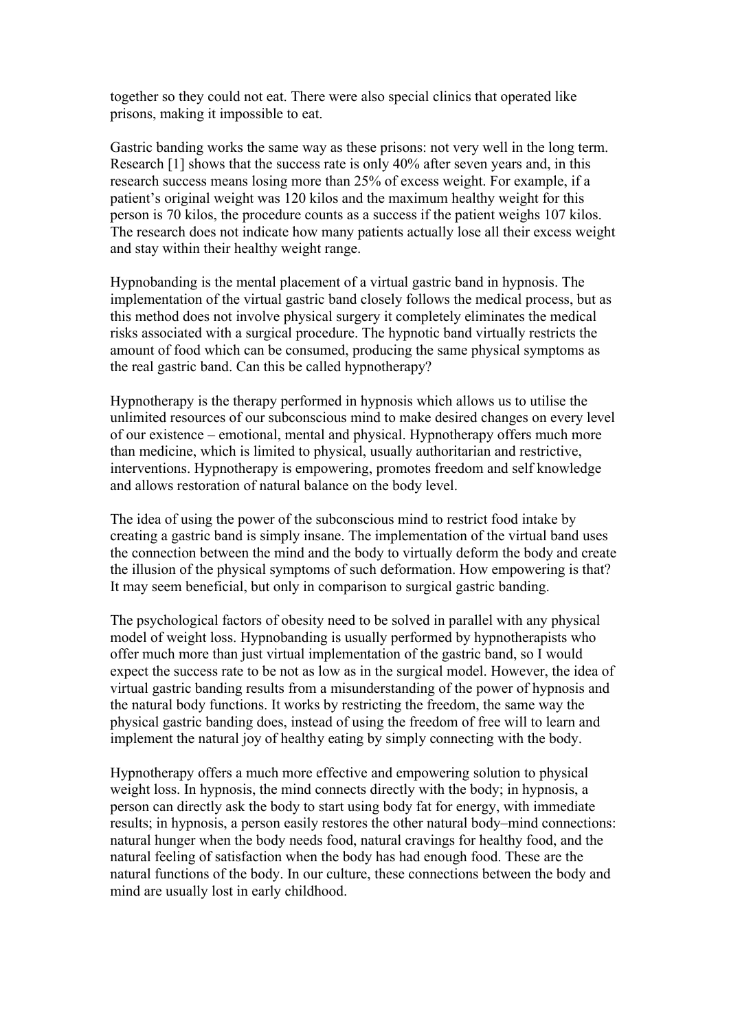together so they could not eat. There were also special clinics that operated like prisons, making it impossible to eat.

Gastric banding works the same way as these prisons: not very well in the long term. Research [1] shows that the success rate is only 40% after seven years and, in this research success means losing more than 25% of excess weight. For example, if a patient's original weight was 120 kilos and the maximum healthy weight for this person is 70 kilos, the procedure counts as a success if the patient weighs 107 kilos. The research does not indicate how many patients actually lose all their excess weight and stay within their healthy weight range.

Hypnobanding is the mental placement of a virtual gastric band in hypnosis. The implementation of the virtual gastric band closely follows the medical process, but as this method does not involve physical surgery it completely eliminates the medical risks associated with a surgical procedure. The hypnotic band virtually restricts the amount of food which can be consumed, producing the same physical symptoms as the real gastric band. Can this be called hypnotherapy?

Hypnotherapy is the therapy performed in hypnosis which allows us to utilise the unlimited resources of our subconscious mind to make desired changes on every level of our existence – emotional, mental and physical. Hypnotherapy offers much more than medicine, which is limited to physical, usually authoritarian and restrictive, interventions. Hypnotherapy is empowering, promotes freedom and self knowledge and allows restoration of natural balance on the body level.

The idea of using the power of the subconscious mind to restrict food intake by creating a gastric band is simply insane. The implementation of the virtual band uses the connection between the mind and the body to virtually deform the body and create the illusion of the physical symptoms of such deformation. How empowering is that? It may seem beneficial, but only in comparison to surgical gastric banding.

The psychological factors of obesity need to be solved in parallel with any physical model of weight loss. Hypnobanding is usually performed by hypnotherapists who offer much more than just virtual implementation of the gastric band, so I would expect the success rate to be not as low as in the surgical model. However, the idea of virtual gastric banding results from a misunderstanding of the power of hypnosis and the natural body functions. It works by restricting the freedom, the same way the physical gastric banding does, instead of using the freedom of free will to learn and implement the natural joy of healthy eating by simply connecting with the body.

Hypnotherapy offers a much more effective and empowering solution to physical weight loss. In hypnosis, the mind connects directly with the body; in hypnosis, a person can directly ask the body to start using body fat for energy, with immediate results; in hypnosis, a person easily restores the other natural body–mind connections: natural hunger when the body needs food, natural cravings for healthy food, and the natural feeling of satisfaction when the body has had enough food. These are the natural functions of the body. In our culture, these connections between the body and mind are usually lost in early childhood.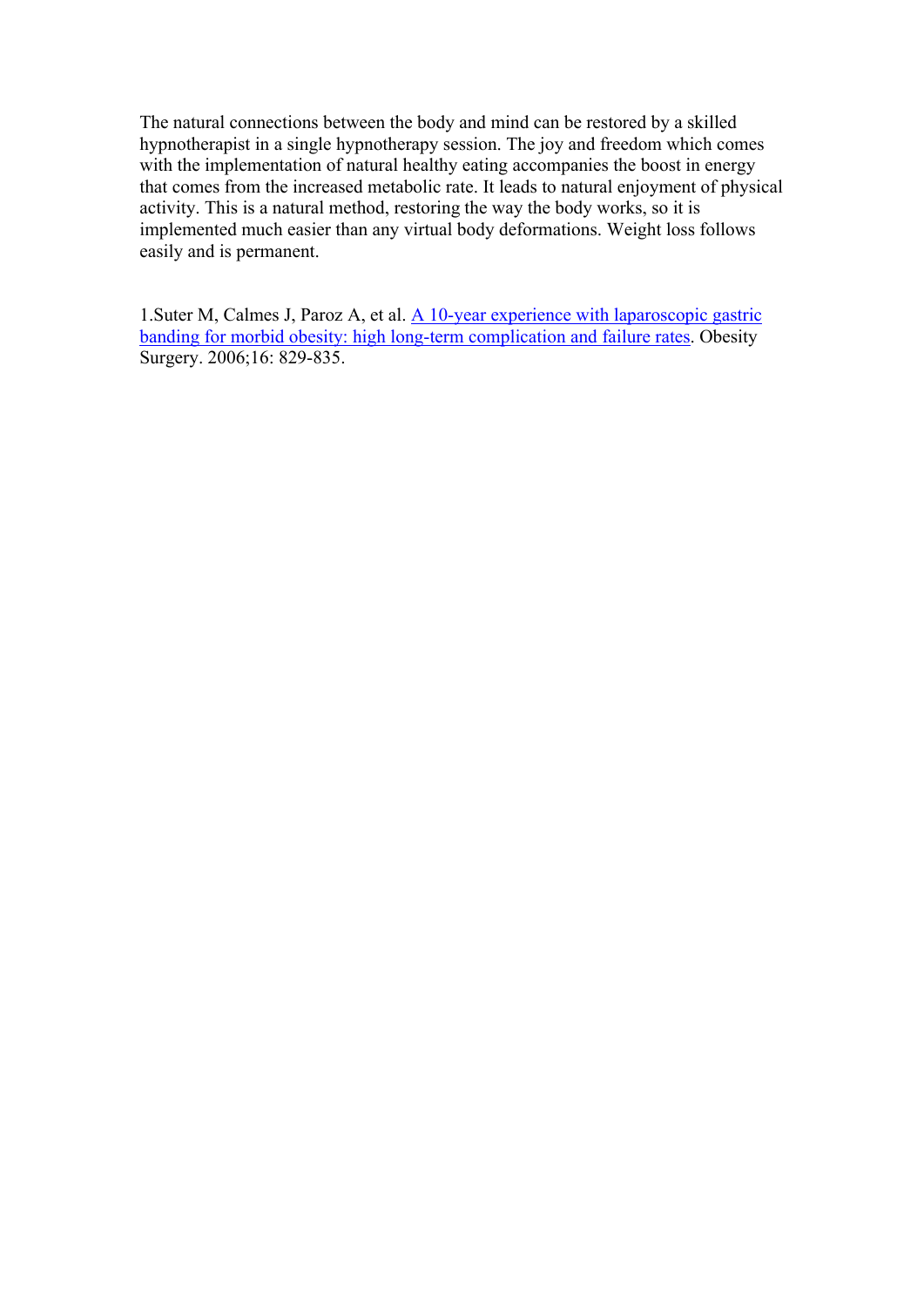The natural connections between the body and mind can be restored by a skilled hypnotherapist in a single hypnotherapy session. The joy and freedom which comes with the implementation of natural healthy eating accompanies the boost in energy that comes from the increased metabolic rate. It leads to natural enjoyment of physical activity. This is a natural method, restoring the way the body works, so it is implemented much easier than any virtual body deformations. Weight loss follows easily and is permanent.

1.Suter M, Calmes J, Paroz A, et al. A 10-year experience with laparoscopic gastric banding for morbid obesity: high long-term complication and failure rates. Obesity Surgery. 2006;16: 829-835.